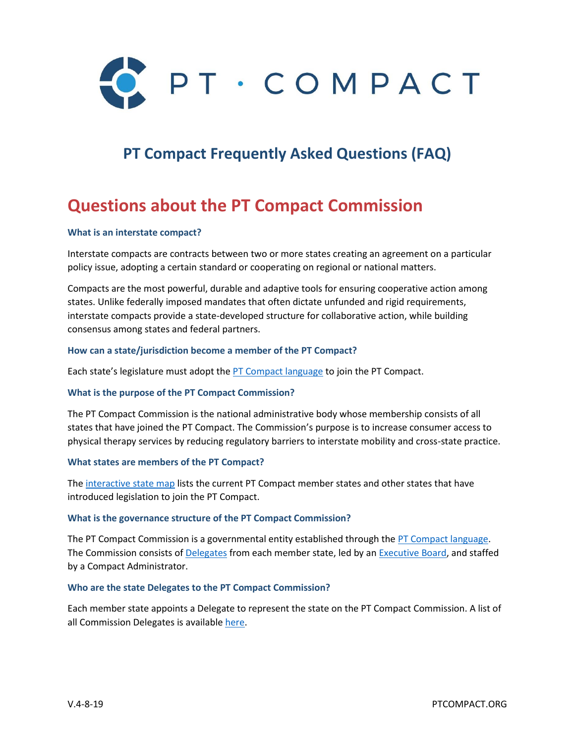# PT · COMPACT

## PT Compact Frequently Asked Questions (FAQ)

# Questions about the PT Compact Commission

### What is an interstate compact?

Interstate compacts are contracts between two or more states creating an agreement on a particular policy issue, adopting a certain standard or cooperating on regional or national matters.

Compacts are the most powerful, durable and adaptive tools for ensuring cooperative action among states. Unlike federally imposed mandates that often dictate unfunded and rigid requirements, interstate compacts provide a state-developed structure for collaborative action, while building consensus among states and federal partners.

### How can a state/jurisdiction become a member of the PT Compact?

Each state's legislature must adopt the PT Compact language to join the PT Compact.

### What is the purpose of the PT Compact Commission?

The PT Compact Commission is the national administrative body whose membership consists of all states that have joined the PT Compact. The Commission's purpose is to increase consumer access to physical therapy services by reducing regulatory barriers to interstate mobility and cross-state practice.

### What states are members of the PT Compact?

The interactive state map lists the current PT Compact member states and other states that have introduced legislation to join the PT Compact.

### What is the governance structure of the PT Compact Commission?

The PT Compact Commission is a governmental entity established through the PT Compact language. The Commission consists of Delegates from each member state, led by an Executive Board, and staffed by a Compact Administrator.

### Who are the state Delegates to the PT Compact Commission?

Each member state appoints a Delegate to represent the state on the PT Compact Commission. A list of all Commission Delegates is available here.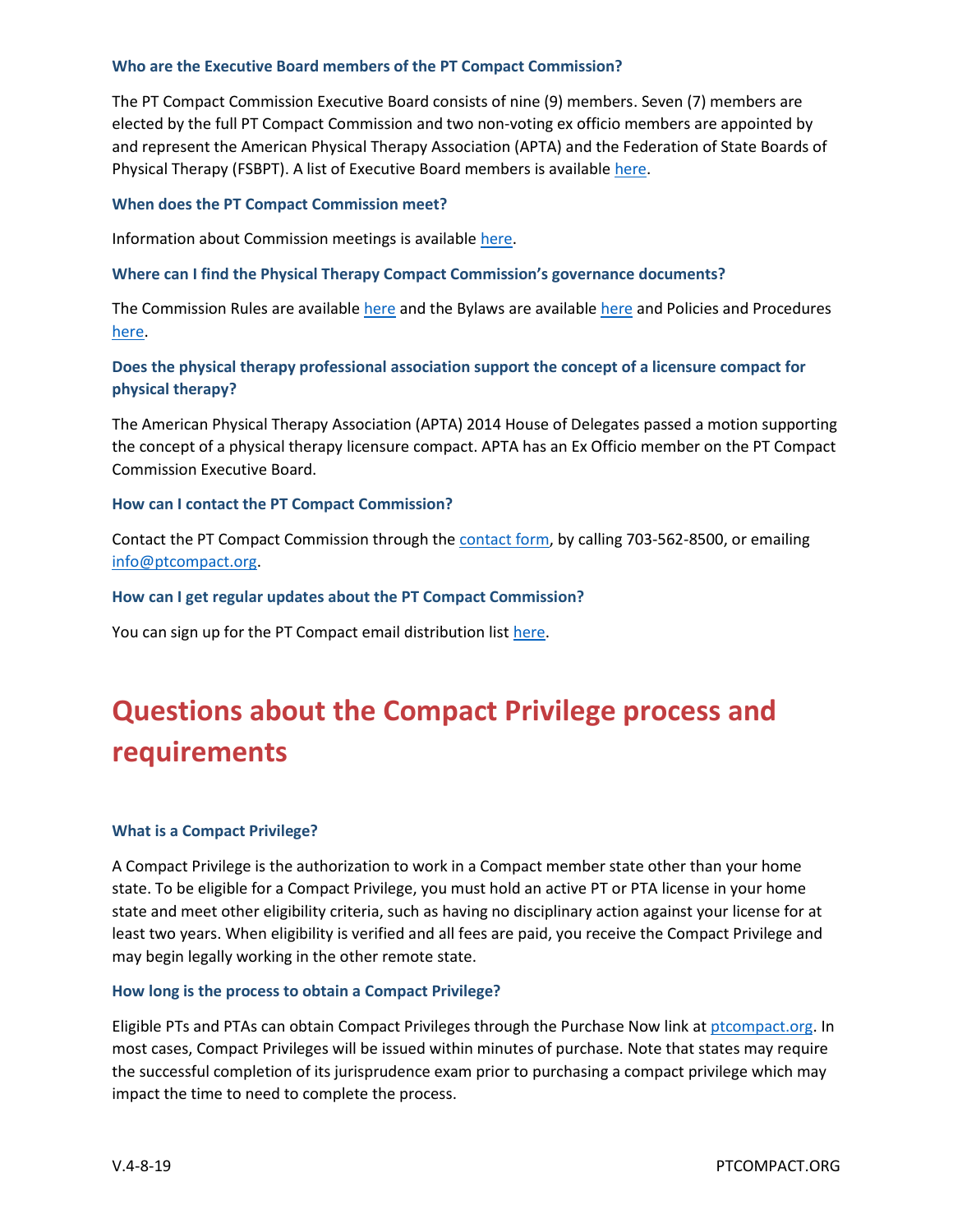### Who are the Executive Board members of the PT Compact Commission?

The PT Compact Commission Executive Board consists of nine (9) members. Seven (7) members are elected by the full PT Compact Commission and two non-voting ex officio members are appointed by and represent the American Physical Therapy Association (APTA) and the Federation of State Boards of Physical Therapy (FSBPT). A list of Executive Board members is available here.

### When does the PT Compact Commission meet?

Information about Commission meetings is available here.

### Where can I find the Physical Therapy Compact Commission's governance documents?

The Commission Rules are available here and the Bylaws are available here and Policies and Procedures here.

### Does the physical therapy professional association support the concept of a licensure compact for physical therapy?

The American Physical Therapy Association (APTA) 2014 House of Delegates passed a motion supporting the concept of a physical therapy licensure compact. APTA has an Ex Officio member on the PT Compact Commission Executive Board.

### How can I contact the PT Compact Commission?

Contact the PT Compact Commission through the contact form, by calling 703-562-8500, or emailing info@ptcompact.org.

### How can I get regular updates about the PT Compact Commission?

You can sign up for the PT Compact email distribution list here.

## Questions about the Compact Privilege process and requirements

### What is a Compact Privilege?

A Compact Privilege is the authorization to work in a Compact member state other than your home state. To be eligible for a Compact Privilege, you must hold an active PT or PTA license in your home state and meet other eligibility criteria, such as having no disciplinary action against your license for at least two years. When eligibility is verified and all fees are paid, you receive the Compact Privilege and may begin legally working in the other remote state.

### How long is the process to obtain a Compact Privilege?

Eligible PTs and PTAs can obtain Compact Privileges through the Purchase Now link at ptcompact.org. In most cases, Compact Privileges will be issued within minutes of purchase. Note that states may require the successful completion of its jurisprudence exam prior to purchasing a compact privilege which may impact the time to need to complete the process.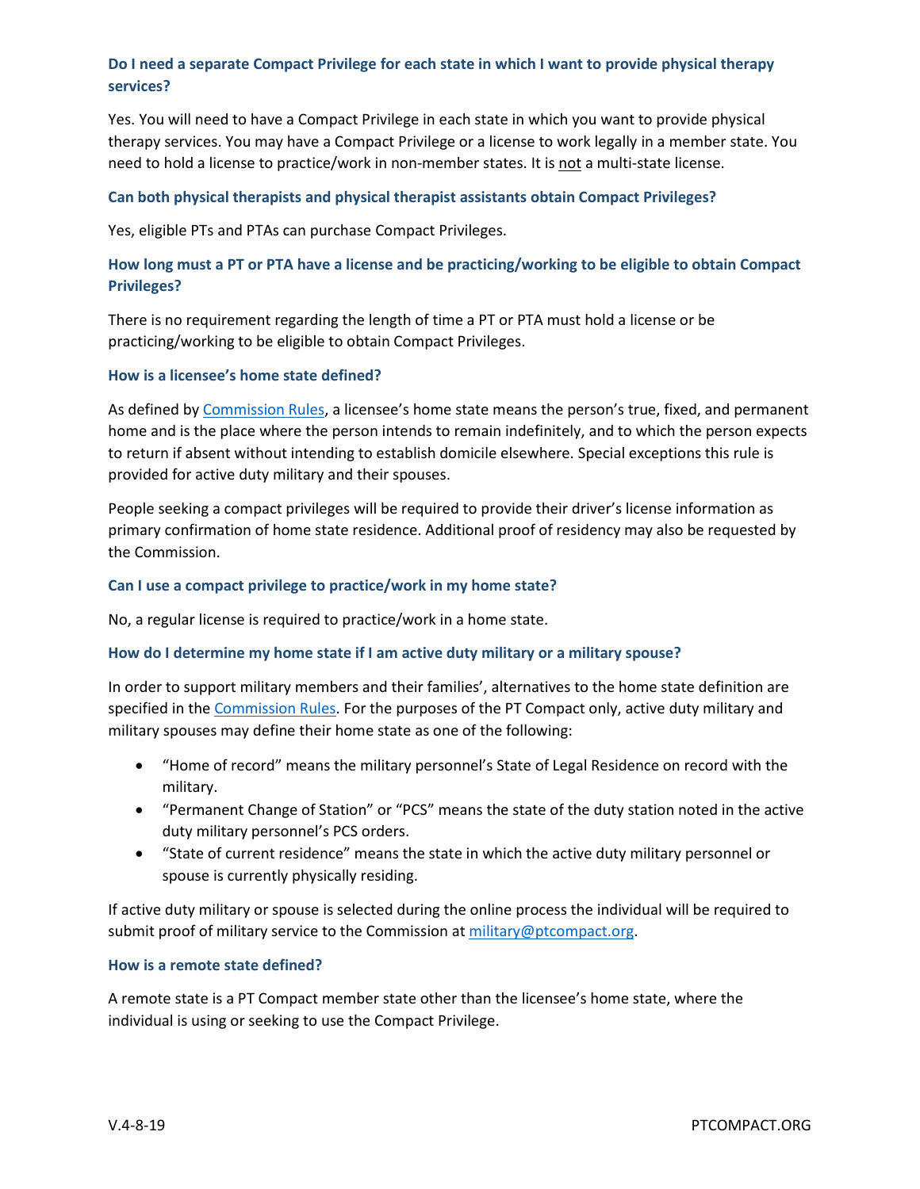### Do I need a separate Compact Privilege for each state in which I want to provide physical therapy services?

Yes. You will need to have a Compact Privilege in each state in which you want to provide physical therapy services. You may have a Compact Privilege or a license to work legally in a member state. You need to hold a license to practice/work in non-member states. It is not a multi-state license.

### Can both physical therapists and physical therapist assistants obtain Compact Privileges?

Yes, eligible PTs and PTAs can purchase Compact Privileges.

### How long must a PT or PTA have a license and be practicing/working to be eligible to obtain Compact Privileges?

There is no requirement regarding the length of time a PT or PTA must hold a license or be practicing/working to be eligible to obtain Compact Privileges.

### How is a licensee's home state defined?

As defined by Commission Rules, a licensee's home state means the person's true, fixed, and permanent home and is the place where the person intends to remain indefinitely, and to which the person expects to return if absent without intending to establish domicile elsewhere. Special exceptions this rule is provided for active duty military and their spouses.

People seeking a compact privileges will be required to provide their driver's license information as primary confirmation of home state residence. Additional proof of residency may also be requested by the Commission.

### Can I use a compact privilege to practice/work in my home state?

No, a regular license is required to practice/work in a home state.

### How do I determine my home state if I am active duty military or a military spouse?

In order to support military members and their families', alternatives to the home state definition are specified in the Commission Rules. For the purposes of the PT Compact only, active duty military and military spouses may define their home state as one of the following:

- "Home of record" means the military personnel's State of Legal Residence on record with the military.
- "Permanent Change of Station" or "PCS" means the state of the duty station noted in the active duty military personnel's PCS orders.
- "State of current residence" means the state in which the active duty military personnel or spouse is currently physically residing.

If active duty military or spouse is selected during the online process the individual will be required to submit proof of military service to the Commission at military@ptcompact.org.

### How is a remote state defined?

A remote state is a PT Compact member state other than the licensee's home state, where the individual is using or seeking to use the Compact Privilege.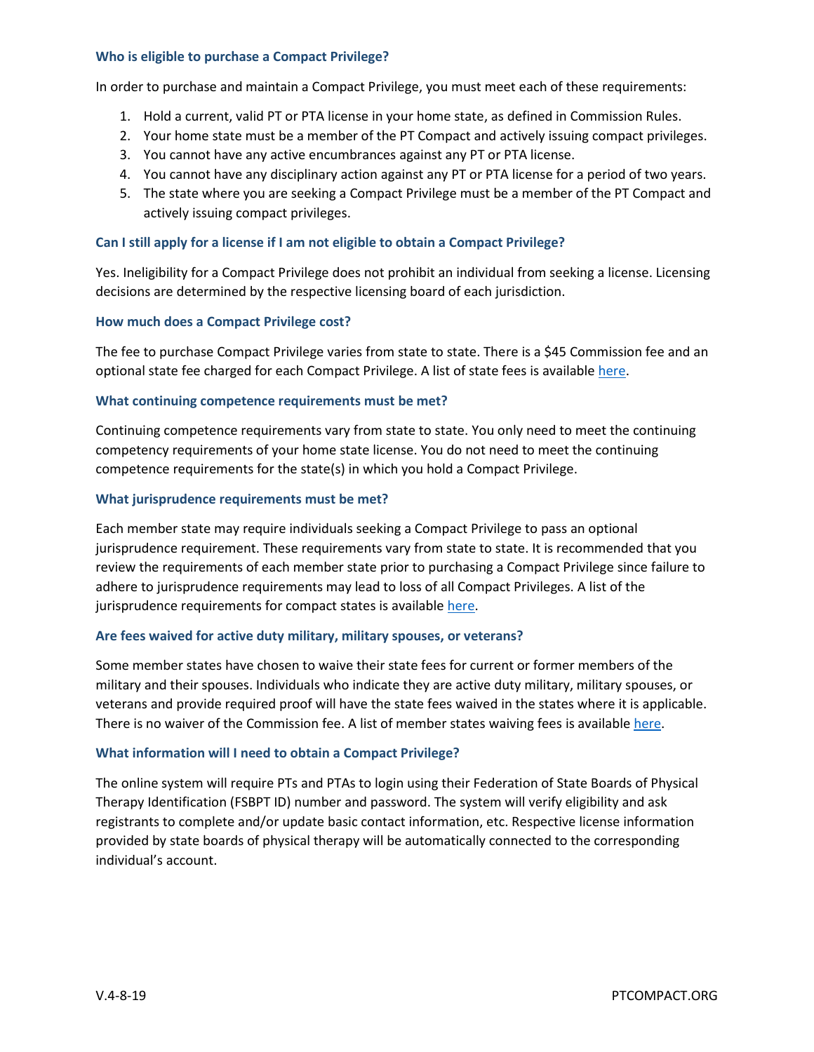### Who is eligible to purchase a Compact Privilege?

In order to purchase and maintain a Compact Privilege, you must meet each of these requirements:

1. Hold a current, valid PT or PTA license in your home state, as defined in Commission Rules.
2. Your home state must be a member of the PT Compact and actively issuing compact privileges.
3. You cannot have any active encumbrances against any PT or PTA license.
4. You cannot have any disciplinary action against any PT or PTA license for a period of two years.
5. The state where you are seeking a Compact Privilege must be a member of the PT Compact and actively issuing compact privileges.

### Can I still apply for a license if I am not eligible to obtain a Compact Privilege?

Yes. Ineligibility for a Compact Privilege does not prohibit an individual from seeking a license. Licensing decisions are determined by the respective licensing board of each jurisdiction.

### How much does a Compact Privilege cost?

The fee to purchase Compact Privilege varies from state to state. There is a $45 Commission fee and an optional state fee charged for each Compact Privilege. A list of state fees is available here.

### What continuing competence requirements must be met?

Continuing competence requirements vary from state to state. You only need to meet the continuing competency requirements of your home state license. You do not need to meet the continuing competence requirements for the state(s) in which you hold a Compact Privilege.

### What jurisprudence requirements must be met?

Each member state may require individuals seeking a Compact Privilege to pass an optional jurisprudence requirement. These requirements vary from state to state. It is recommended that you review the requirements of each member state prior to purchasing a Compact Privilege since failure to adhere to jurisprudence requirements may lead to loss of all Compact Privileges. A list of the jurisprudence requirements for compact states is available here.

### Are fees waived for active duty military, military spouses, or veterans?

Some member states have chosen to waive their state fees for current or former members of the military and their spouses. Individuals who indicate they are active duty military, military spouses, or veterans and provide required proof will have the state fees waived in the states where it is applicable. There is no waiver of the Commission fee. A list of member states waiving fees is available here.

### What information will I need to obtain a Compact Privilege?

The online system will require PTs and PTAs to login using their Federation of State Boards of Physical Therapy Identification (FSBPT ID) number and password. The system will verify eligibility and ask registrants to complete and/or update basic contact information, etc. Respective license information provided by state boards of physical therapy will be automatically connected to the corresponding individual's account.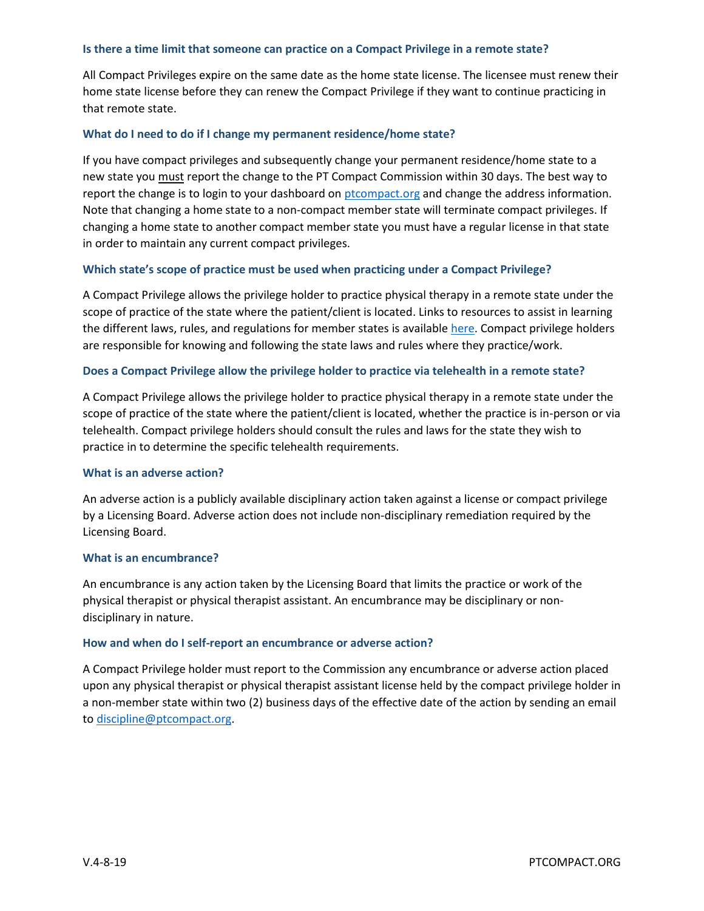### Is there a time limit that someone can practice on a Compact Privilege in a remote state?

All Compact Privileges expire on the same date as the home state license. The licensee must renew their home state license before they can renew the Compact Privilege if they want to continue practicing in that remote state.

### What do I need to do if I change my permanent residence/home state?

If you have compact privileges and subsequently change your permanent residence/home state to a new state you must report the change to the PT Compact Commission within 30 days. The best way to report the change is to login to your dashboard on [ptcompact.org](ptcompact.org) and change the address information. Note that changing a home state to a non-compact member state will terminate compact privileges. If changing a home state to another compact member state you must have a regular license in that state in order to maintain any current compact privileges.

### Which state's scope of practice must be used when practicing under a Compact Privilege?

A Compact Privilege allows the privilege holder to practice physical therapy in a remote state under the scope of practice of the state where the patient/client is located. Links to resources to assist in learning the different laws, rules, and regulations for member states is available here. Compact privilege holders are responsible for knowing and following the state laws and rules where they practice/work.

### Does a Compact Privilege allow the privilege holder to practice via telehealth in a remote state?

A Compact Privilege allows the privilege holder to practice physical therapy in a remote state under the scope of practice of the state where the patient/client is located, whether the practice is in-person or via telehealth. Compact privilege holders should consult the rules and laws for the state they wish to practice in to determine the specific telehealth requirements.

### What is an adverse action?

An adverse action is a publicly available disciplinary action taken against a license or compact privilege by a Licensing Board. Adverse action does not include non-disciplinary remediation required by the Licensing Board.

### What is an encumbrance?

An encumbrance is any action taken by the Licensing Board that limits the practice or work of the physical therapist or physical therapist assistant. An encumbrance may be disciplinary or non-disciplinary in nature.

### How and when do I self-report an encumbrance or adverse action?

A Compact Privilege holder must report to the Commission any encumbrance or adverse action placed upon any physical therapist or physical therapist assistant license held by the compact privilege holder in a non-member state within two (2) business days of the effective date of the action by sending an email to [discipline@ptcompact.org](mailto:discipline@ptcompact.org).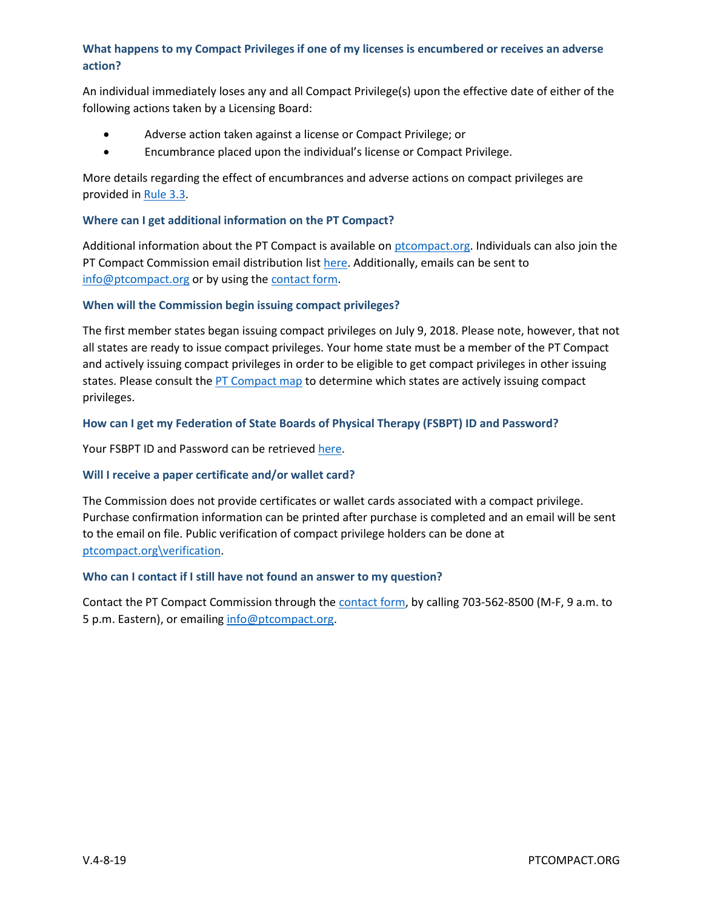### What happens to my Compact Privileges if one of my licenses is encumbered or receives an adverse action?

An individual immediately loses any and all Compact Privilege(s) upon the effective date of either of the following actions taken by a Licensing Board:

- Adverse action taken against a license or Compact Privilege; or
- Encumbrance placed upon the individual's license or Compact Privilege.

More details regarding the effect of encumbrances and adverse actions on compact privileges are provided in Rule 3.3.

### Where can I get additional information on the PT Compact?

Additional information about the PT Compact is available on ptcompact.org. Individuals can also join the PT Compact Commission email distribution list here. Additionally, emails can be sent to info@ptcompact.org or by using the contact form.

### When will the Commission begin issuing compact privileges?

The first member states began issuing compact privileges on July 9, 2018. Please note, however, that not all states are ready to issue compact privileges. Your home state must be a member of the PT Compact and actively issuing compact privileges in order to be eligible to get compact privileges in other issuing states. Please consult the PT Compact map to determine which states are actively issuing compact privileges.

### How can I get my Federation of State Boards of Physical Therapy (FSBPT) ID and Password?

Your FSBPT ID and Password can be retrieved here.

### Will I receive a paper certificate and/or wallet card?

The Commission does not provide certificates or wallet cards associated with a compact privilege. Purchase confirmation information can be printed after purchase is completed and an email will be sent to the email on file. Public verification of compact privilege holders can be done at ptcompact.org\verification.

### Who can I contact if I still have not found an answer to my question?

Contact the PT Compact Commission through the contact form, by calling 703-562-8500 (M-F, 9 a.m. to 5 p.m. Eastern), or emailing info@ptcompact.org.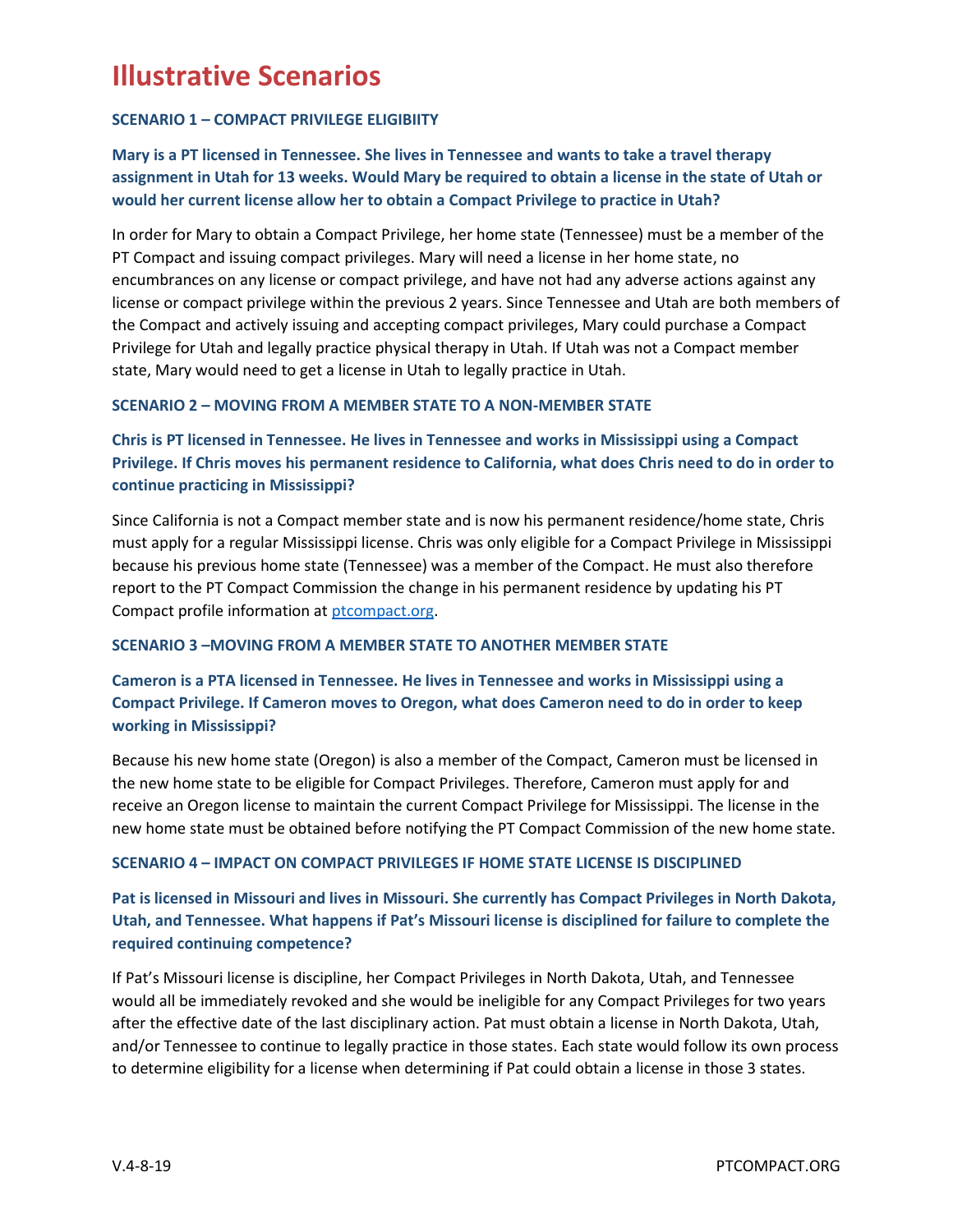# Illustrative Scenarios

### SCENARIO 1 – COMPACT PRIVILEGE ELIGIBIITY

**Mary is a PT licensed in Tennessee. She lives in Tennessee and wants to take a travel therapy assignment in Utah for 13 weeks. Would Mary be required to obtain a license in the state of Utah or would her current license allow her to obtain a Compact Privilege to practice in Utah?**

In order for Mary to obtain a Compact Privilege, her home state (Tennessee) must be a member of the PT Compact and issuing compact privileges. Mary will need a license in her home state, no encumbrances on any license or compact privilege, and have not had any adverse actions against any license or compact privilege within the previous 2 years. Since Tennessee and Utah are both members of the Compact and actively issuing and accepting compact privileges, Mary could purchase a Compact Privilege for Utah and legally practice physical therapy in Utah. If Utah was not a Compact member state, Mary would need to get a license in Utah to legally practice in Utah.

### SCENARIO 2 – MOVING FROM A MEMBER STATE TO A NON-MEMBER STATE

**Chris is PT licensed in Tennessee. He lives in Tennessee and works in Mississippi using a Compact Privilege. If Chris moves his permanent residence to California, what does Chris need to do in order to continue practicing in Mississippi?**

Since California is not a Compact member state and is now his permanent residence/home state, Chris must apply for a regular Mississippi license. Chris was only eligible for a Compact Privilege in Mississippi because his previous home state (Tennessee) was a member of the Compact. He must also therefore report to the PT Compact Commission the change in his permanent residence by updating his PT Compact profile information at ptcompact.org.

### SCENARIO 3 –MOVING FROM A MEMBER STATE TO ANOTHER MEMBER STATE

**Cameron is a PTA licensed in Tennessee. He lives in Tennessee and works in Mississippi using a Compact Privilege. If Cameron moves to Oregon, what does Cameron need to do in order to keep working in Mississippi?**

Because his new home state (Oregon) is also a member of the Compact, Cameron must be licensed in the new home state to be eligible for Compact Privileges. Therefore, Cameron must apply for and receive an Oregon license to maintain the current Compact Privilege for Mississippi. The license in the new home state must be obtained before notifying the PT Compact Commission of the new home state.

### SCENARIO 4 – IMPACT ON COMPACT PRIVILEGES IF HOME STATE LICENSE IS DISCIPLINED

**Pat is licensed in Missouri and lives in Missouri. She currently has Compact Privileges in North Dakota, Utah, and Tennessee. What happens if Pat's Missouri license is disciplined for failure to complete the required continuing competence?**

If Pat's Missouri license is discipline, her Compact Privileges in North Dakota, Utah, and Tennessee would all be immediately revoked and she would be ineligible for any Compact Privileges for two years after the effective date of the last disciplinary action. Pat must obtain a license in North Dakota, Utah, and/or Tennessee to continue to legally practice in those states. Each state would follow its own process to determine eligibility for a license when determining if Pat could obtain a license in those 3 states.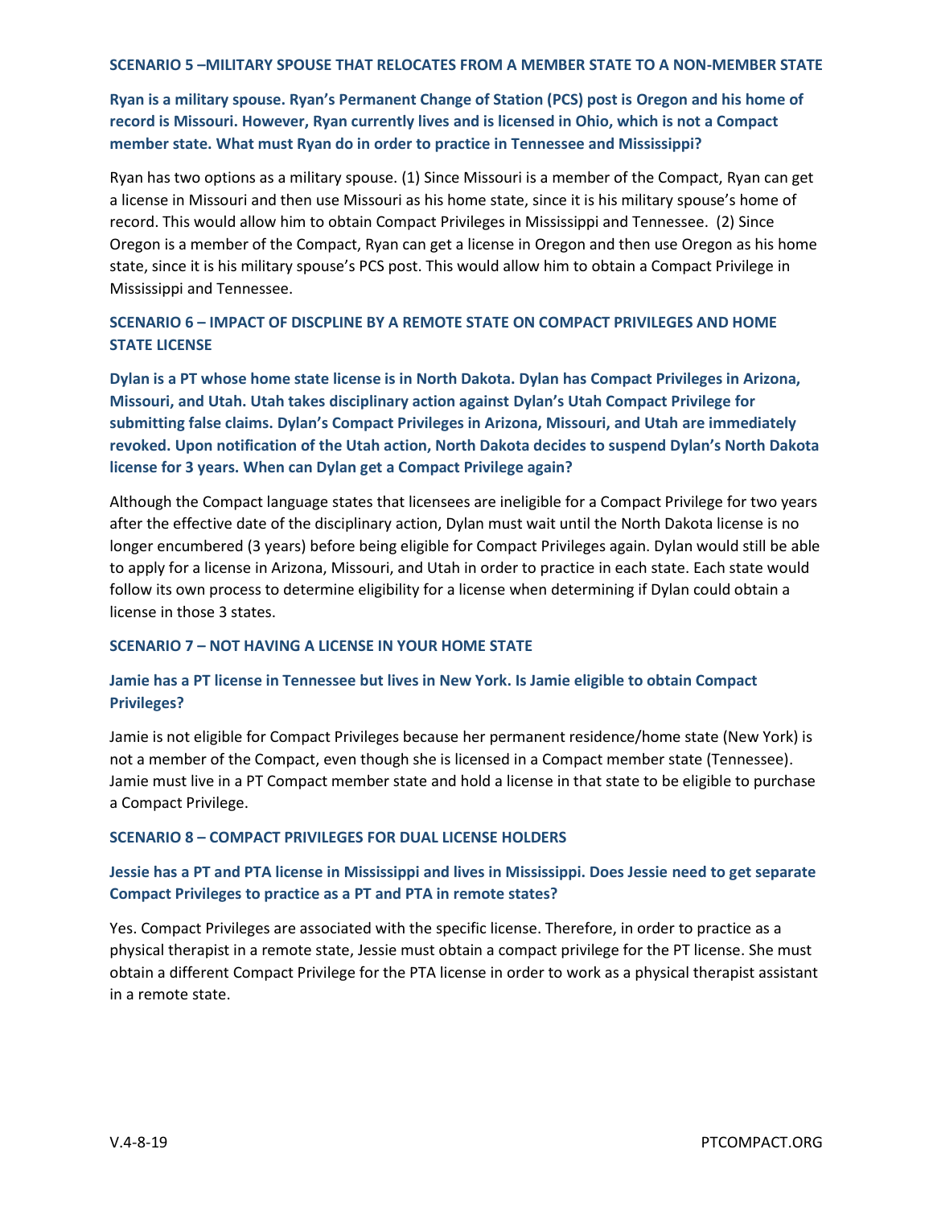### SCENARIO 5 –MILITARY SPOUSE THAT RELOCATES FROM A MEMBER STATE TO A NON-MEMBER STATE

**Ryan is a military spouse. Ryan's Permanent Change of Station (PCS) post is Oregon and his home of record is Missouri. However, Ryan currently lives and is licensed in Ohio, which is not a Compact member state. What must Ryan do in order to practice in Tennessee and Mississippi?**

Ryan has two options as a military spouse. (1) Since Missouri is a member of the Compact, Ryan can get a license in Missouri and then use Missouri as his home state, since it is his military spouse's home of record. This would allow him to obtain Compact Privileges in Mississippi and Tennessee. (2) Since Oregon is a member of the Compact, Ryan can get a license in Oregon and then use Oregon as his home state, since it is his military spouse's PCS post. This would allow him to obtain a Compact Privilege in Mississippi and Tennessee.

### SCENARIO 6 – IMPACT OF DISCPLINE BY A REMOTE STATE ON COMPACT PRIVILEGES AND HOME STATE LICENSE

**Dylan is a PT whose home state license is in North Dakota. Dylan has Compact Privileges in Arizona, Missouri, and Utah. Utah takes disciplinary action against Dylan's Utah Compact Privilege for submitting false claims. Dylan's Compact Privileges in Arizona, Missouri, and Utah are immediately revoked. Upon notification of the Utah action, North Dakota decides to suspend Dylan's North Dakota license for 3 years. When can Dylan get a Compact Privilege again?**

Although the Compact language states that licensees are ineligible for a Compact Privilege for two years after the effective date of the disciplinary action, Dylan must wait until the North Dakota license is no longer encumbered (3 years) before being eligible for Compact Privileges again. Dylan would still be able to apply for a license in Arizona, Missouri, and Utah in order to practice in each state. Each state would follow its own process to determine eligibility for a license when determining if Dylan could obtain a license in those 3 states.

### SCENARIO 7 – NOT HAVING A LICENSE IN YOUR HOME STATE

**Jamie has a PT license in Tennessee but lives in New York. Is Jamie eligible to obtain Compact Privileges?**

Jamie is not eligible for Compact Privileges because her permanent residence/home state (New York) is not a member of the Compact, even though she is licensed in a Compact member state (Tennessee). Jamie must live in a PT Compact member state and hold a license in that state to be eligible to purchase a Compact Privilege.

### SCENARIO 8 – COMPACT PRIVILEGES FOR DUAL LICENSE HOLDERS

**Jessie has a PT and PTA license in Mississippi and lives in Mississippi. Does Jessie need to get separate Compact Privileges to practice as a PT and PTA in remote states?**

Yes. Compact Privileges are associated with the specific license. Therefore, in order to practice as a physical therapist in a remote state, Jessie must obtain a compact privilege for the PT license. She must obtain a different Compact Privilege for the PTA license in order to work as a physical therapist assistant in a remote state.